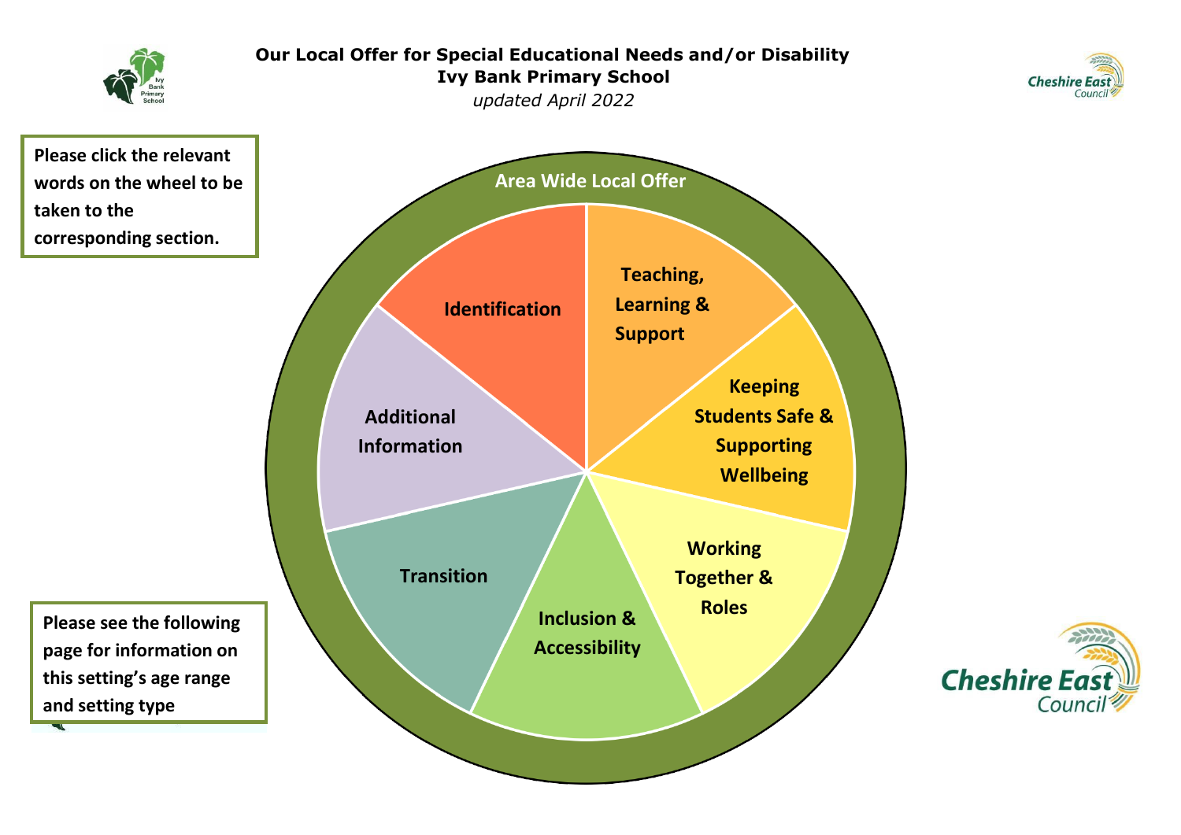# Our Local Offer for Special Educational Needs and/or Disability

## Ivy Bank Primary School

*updated April 2022*

**Please click the relevant words on the wheel to be taken to the corresponding section.**

**Area Wide Local Offer**

- **Identification**
- **Teaching, Learning & Support**
- **Keeping Students Safe & Supporting Wellbeing**
- **Working Together & Roles**
- **Inclusion & Accessibility**
- **Transition**
- **Additional Information**

**Please see the following page for information on this setting's age range and setting type**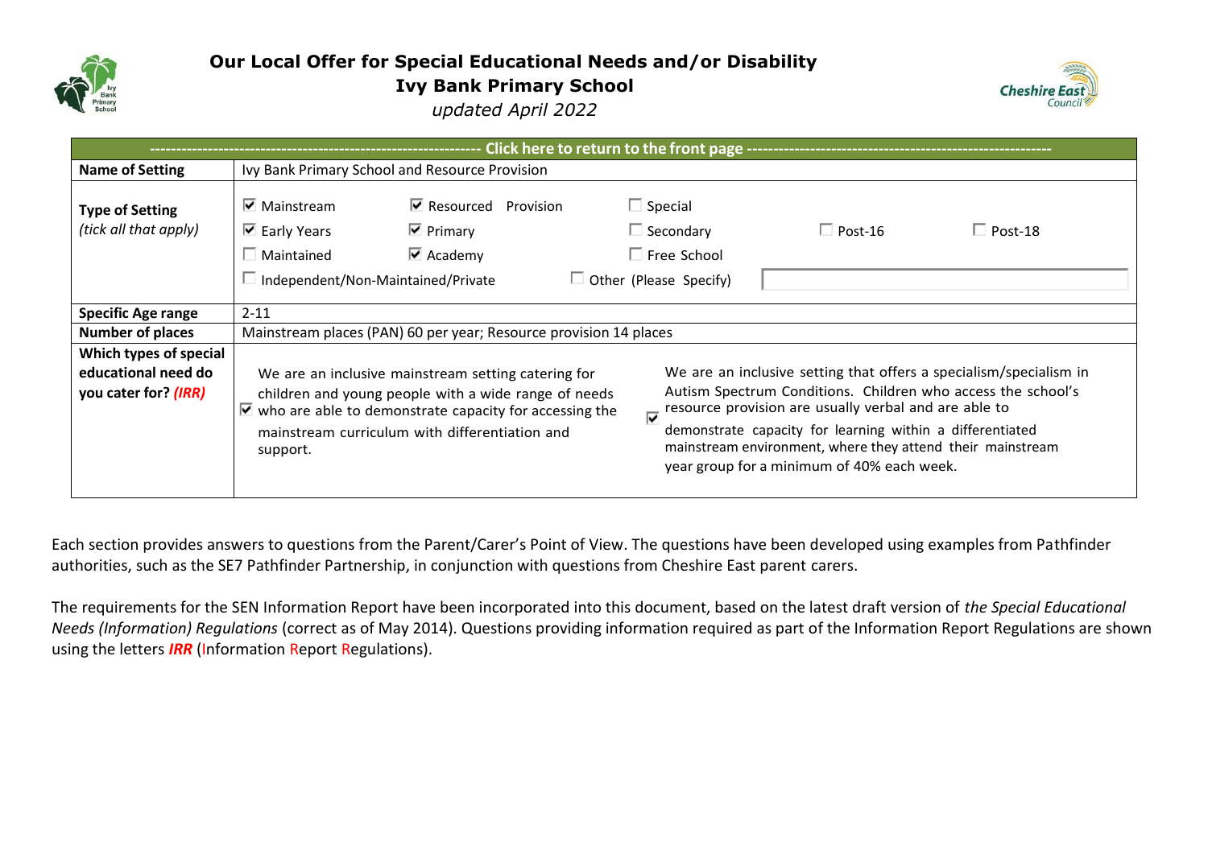# Our Local Offer for Special Educational Needs and/or Disability

## Ivy Bank Primary School

*updated April 2022*

| ------- Click here to return to the front page ------- | |
|---|---|
| **Name of Setting** | Ivy Bank Primary School and Resource Provision |
| **Type of Setting** *(tick all that apply)* | ☑ Mainstream ☑ Resourced Provision ☐ Special<br>☑ Early Years ☑ Primary ☐ Secondary ☐ Post-16 ☐ Post-18<br>☐ Maintained ☑ Academy ☐ Free School<br>☐ Independent/Non-Maintained/Private ☐ Other (Please Specify) |
| **Specific Age range** | 2-11 |
| **Number of places** | Mainstream places (PAN) 60 per year; Resource provision 14 places |
| **Which types of special educational need do you cater for? *(IRR)*** | ☑ We are an inclusive mainstream setting catering for children and young people with a wide range of needs who are able to demonstrate capacity for accessing the mainstream curriculum with differentiation and support.<br><br>☑ We are an inclusive setting that offers a specialism/specialism in Autism Spectrum Conditions. Children who access the school's resource provision are usually verbal and are able to demonstrate capacity for learning within a differentiated mainstream environment, where they attend their mainstream year group for a minimum of 40% each week. |

Each section provides answers to questions from the Parent/Carer's Point of View. The questions have been developed using examples from Pathfinder authorities, such as the SE7 Pathfinder Partnership, in conjunction with questions from Cheshire East parent carers.

The requirements for the SEN Information Report have been incorporated into this document, based on the latest draft version of *the Special Educational Needs (Information) Regulations* (correct as of May 2014). Questions providing information required as part of the Information Report Regulations are shown using the letters ***IRR*** (Information Report Regulations).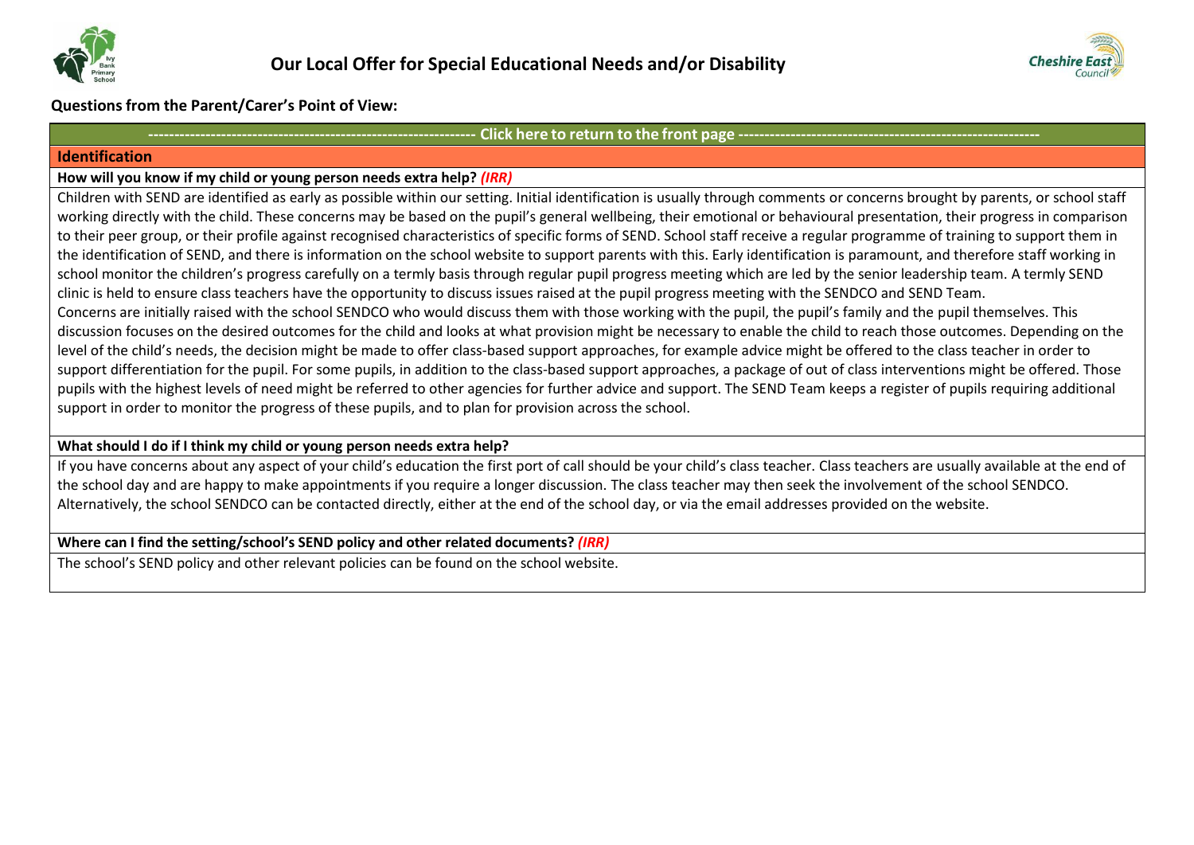# Our Local Offer for Special Educational Needs and/or Disability

**Questions from the Parent/Carer's Point of View:**

**--------------------------------------------------------------- Click here to return to the front page ---------------------------------------------------------------**

## Identification

**How will you know if my child or young person needs extra help?** ***(IRR)***

Children with SEND are identified as early as possible within our setting. Initial identification is usually through comments or concerns brought by parents, or school staff working directly with the child. These concerns may be based on the pupil's general wellbeing, their emotional or behavioural presentation, their progress in comparison to their peer group, or their profile against recognised characteristics of specific forms of SEND. School staff receive a regular programme of training to support them in the identification of SEND, and there is information on the school website to support parents with this. Early identification is paramount, and therefore staff working in school monitor the children's progress carefully on a termly basis through regular pupil progress meeting which are led by the senior leadership team. A termly SEND clinic is held to ensure class teachers have the opportunity to discuss issues raised at the pupil progress meeting with the SENDCO and SEND Team.

Concerns are initially raised with the school SENDCO who would discuss them with those working with the pupil, the pupil's family and the pupil themselves. This discussion focuses on the desired outcomes for the child and looks at what provision might be necessary to enable the child to reach those outcomes. Depending on the level of the child's needs, the decision might be made to offer class-based support approaches, for example advice might be offered to the class teacher in order to support differentiation for the pupil. For some pupils, in addition to the class-based support approaches, a package of out of class interventions might be offered. Those pupils with the highest levels of need might be referred to other agencies for further advice and support. The SEND Team keeps a register of pupils requiring additional support in order to monitor the progress of these pupils, and to plan for provision across the school.

**What should I do if I think my child or young person needs extra help?**

If you have concerns about any aspect of your child's education the first port of call should be your child's class teacher. Class teachers are usually available at the end of the school day and are happy to make appointments if you require a longer discussion. The class teacher may then seek the involvement of the school SENDCO. Alternatively, the school SENDCO can be contacted directly, either at the end of the school day, or via the email addresses provided on the website.

**Where can I find the setting/school's SEND policy and other related documents?** ***(IRR)***

The school's SEND policy and other relevant policies can be found on the school website.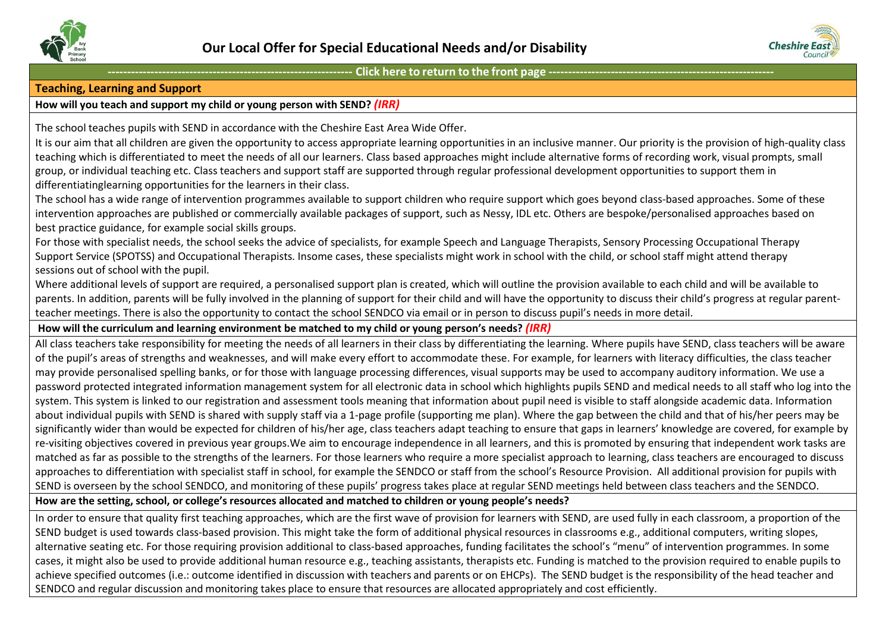# Our Local Offer for Special Educational Needs and/or Disability

---------------------------------------------------------------- Click here to return to the front page ----------------------------------------------------------------

## Teaching, Learning and Support

### How will you teach and support my child or young person with SEND? *(IRR)*

The school teaches pupils with SEND in accordance with the Cheshire East Area Wide Offer.

It is our aim that all children are given the opportunity to access appropriate learning opportunities in an inclusive manner. Our priority is the provision of high-quality class teaching which is differentiated to meet the needs of all our learners. Class based approaches might include alternative forms of recording work, visual prompts, small group, or individual teaching etc. Class teachers and support staff are supported through regular professional development opportunities to support them in differentiatinglearning opportunities for the learners in their class.

The school has a wide range of intervention programmes available to support children who require support which goes beyond class-based approaches. Some of these intervention approaches are published or commercially available packages of support, such as Nessy, IDL etc. Others are bespoke/personalised approaches based on best practice guidance, for example social skills groups.

For those with specialist needs, the school seeks the advice of specialists, for example Speech and Language Therapists, Sensory Processing Occupational Therapy Support Service (SPOTSS) and Occupational Therapists. Insome cases, these specialists might work in school with the child, or school staff might attend therapy sessions out of school with the pupil.

Where additional levels of support are required, a personalised support plan is created, which will outline the provision available to each child and will be available to parents. In addition, parents will be fully involved in the planning of support for their child and will have the opportunity to discuss their child's progress at regular parent-teacher meetings. There is also the opportunity to contact the school SENDCO via email or in person to discuss pupil's needs in more detail.

### How will the curriculum and learning environment be matched to my child or young person's needs? *(IRR)*

All class teachers take responsibility for meeting the needs of all learners in their class by differentiating the learning. Where pupils have SEND, class teachers will be aware of the pupil's areas of strengths and weaknesses, and will make every effort to accommodate these. For example, for learners with literacy difficulties, the class teacher may provide personalised spelling banks, or for those with language processing differences, visual supports may be used to accompany auditory information. We use a password protected integrated information management system for all electronic data in school which highlights pupils SEND and medical needs to all staff who log into the system. This system is linked to our registration and assessment tools meaning that information about pupil need is visible to staff alongside academic data. Information about individual pupils with SEND is shared with supply staff via a 1-page profile (supporting me plan). Where the gap between the child and that of his/her peers may be significantly wider than would be expected for children of his/her age, class teachers adapt teaching to ensure that gaps in learners' knowledge are covered, for example by re-visiting objectives covered in previous year groups.We aim to encourage independence in all learners, and this is promoted by ensuring that independent work tasks are matched as far as possible to the strengths of the learners. For those learners who require a more specialist approach to learning, class teachers are encouraged to discuss approaches to differentiation with specialist staff in school, for example the SENDCO or staff from the school's Resource Provision. All additional provision for pupils with SEND is overseen by the school SENDCO, and monitoring of these pupils' progress takes place at regular SEND meetings held between class teachers and the SENDCO.

### How are the setting, school, or college's resources allocated and matched to children or young people's needs?

In order to ensure that quality first teaching approaches, which are the first wave of provision for learners with SEND, are used fully in each classroom, a proportion of the SEND budget is used towards class-based provision. This might take the form of additional physical resources in classrooms e.g., additional computers, writing slopes, alternative seating etc. For those requiring provision additional to class-based approaches, funding facilitates the school's "menu" of intervention programmes. In some cases, it might also be used to provide additional human resource e.g., teaching assistants, therapists etc. Funding is matched to the provision required to enable pupils to achieve specified outcomes (i.e.: outcome identified in discussion with teachers and parents or on EHCPs). The SEND budget is the responsibility of the head teacher and SENDCO and regular discussion and monitoring takes place to ensure that resources are allocated appropriately and cost efficiently.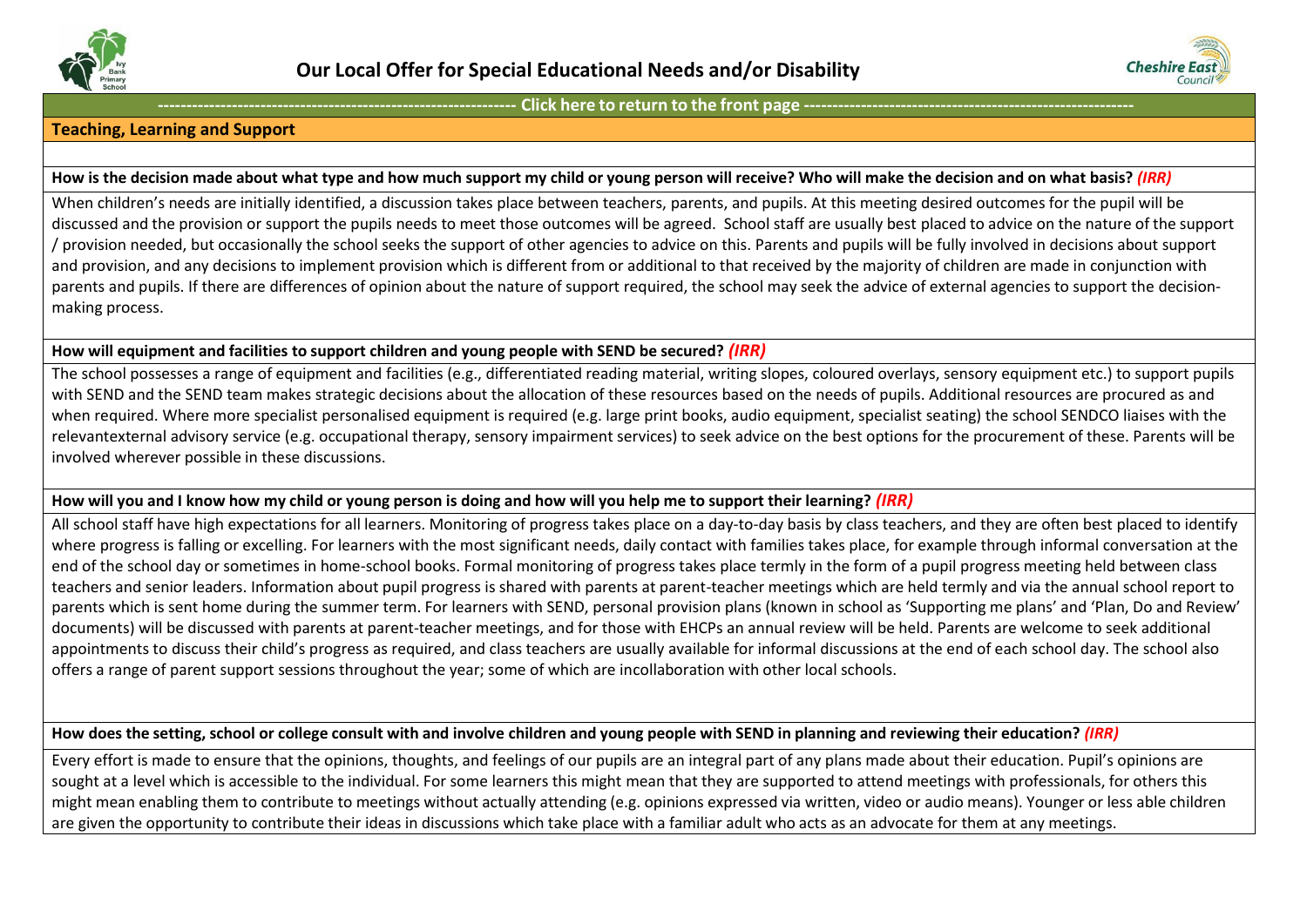# Our Local Offer for Special Educational Needs and/or Disability

------------------------------------------------------------ Click here to return to the front page ------------------------------------------------------------

## Teaching, Learning and Support

### How is the decision made about what type and how much support my child or young person will receive? Who will make the decision and on what basis? *(IRR)*

When children's needs are initially identified, a discussion takes place between teachers, parents, and pupils. At this meeting desired outcomes for the pupil will be discussed and the provision or support the pupils needs to meet those outcomes will be agreed. School staff are usually best placed to advice on the nature of the support / provision needed, but occasionally the school seeks the support of other agencies to advice on this. Parents and pupils will be fully involved in decisions about support and provision, and any decisions to implement provision which is different from or additional to that received by the majority of children are made in conjunction with parents and pupils. If there are differences of opinion about the nature of support required, the school may seek the advice of external agencies to support the decision-making process.

### How will equipment and facilities to support children and young people with SEND be secured? *(IRR)*

The school possesses a range of equipment and facilities (e.g., differentiated reading material, writing slopes, coloured overlays, sensory equipment etc.) to support pupils with SEND and the SEND team makes strategic decisions about the allocation of these resources based on the needs of pupils. Additional resources are procured as and when required. Where more specialist personalised equipment is required (e.g. large print books, audio equipment, specialist seating) the school SENDCO liaises with the relevantexternal advisory service (e.g. occupational therapy, sensory impairment services) to seek advice on the best options for the procurement of these. Parents will be involved wherever possible in these discussions.

### How will you and I know how my child or young person is doing and how will you help me to support their learning? *(IRR)*

All school staff have high expectations for all learners. Monitoring of progress takes place on a day-to-day basis by class teachers, and they are often best placed to identify where progress is falling or excelling. For learners with the most significant needs, daily contact with families takes place, for example through informal conversation at the end of the school day or sometimes in home-school books. Formal monitoring of progress takes place termly in the form of a pupil progress meeting held between class teachers and senior leaders. Information about pupil progress is shared with parents at parent-teacher meetings which are held termly and via the annual school report to parents which is sent home during the summer term. For learners with SEND, personal provision plans (known in school as 'Supporting me plans' and 'Plan, Do and Review' documents) will be discussed with parents at parent-teacher meetings, and for those with EHCPs an annual review will be held. Parents are welcome to seek additional appointments to discuss their child's progress as required, and class teachers are usually available for informal discussions at the end of each school day. The school also offers a range of parent support sessions throughout the year; some of which are incollaboration with other local schools.

### How does the setting, school or college consult with and involve children and young people with SEND in planning and reviewing their education? *(IRR)*

Every effort is made to ensure that the opinions, thoughts, and feelings of our pupils are an integral part of any plans made about their education. Pupil's opinions are sought at a level which is accessible to the individual. For some learners this might mean that they are supported to attend meetings with professionals, for others this might mean enabling them to contribute to meetings without actually attending (e.g. opinions expressed via written, video or audio means). Younger or less able children are given the opportunity to contribute their ideas in discussions which take place with a familiar adult who acts as an advocate for them at any meetings.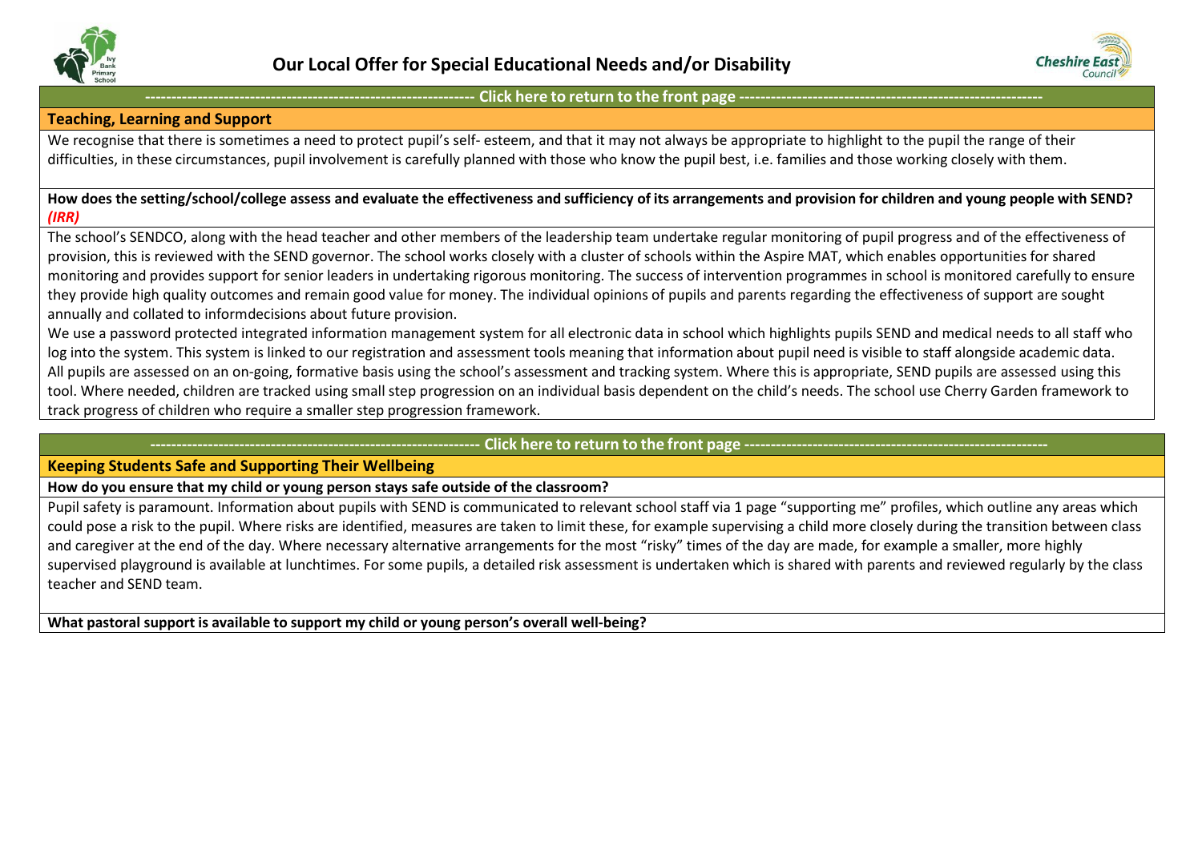# Our Local Offer for Special Educational Needs and/or Disability

---------------------------------------------------------------- Click here to return to the front page ----------------------------------------------------------

## Teaching, Learning and Support

We recognise that there is sometimes a need to protect pupil's self- esteem, and that it may not always be appropriate to highlight to the pupil the range of their difficulties, in these circumstances, pupil involvement is carefully planned with those who know the pupil best, i.e. families and those working closely with them.

**How does the setting/school/college assess and evaluate the effectiveness and sufficiency of its arrangements and provision for children and young people with SEND? *(IRR)***

The school's SENDCO, along with the head teacher and other members of the leadership team undertake regular monitoring of pupil progress and of the effectiveness of provision, this is reviewed with the SEND governor. The school works closely with a cluster of schools within the Aspire MAT, which enables opportunities for shared monitoring and provides support for senior leaders in undertaking rigorous monitoring. The success of intervention programmes in school is monitored carefully to ensure they provide high quality outcomes and remain good value for money. The individual opinions of pupils and parents regarding the effectiveness of support are sought annually and collated to informdecisions about future provision.

We use a password protected integrated information management system for all electronic data in school which highlights pupils SEND and medical needs to all staff who log into the system. This system is linked to our registration and assessment tools meaning that information about pupil need is visible to staff alongside academic data. All pupils are assessed on an on-going, formative basis using the school's assessment and tracking system. Where this is appropriate, SEND pupils are assessed using this tool. Where needed, children are tracked using small step progression on an individual basis dependent on the child's needs. The school use Cherry Garden framework to track progress of children who require a smaller step progression framework.

---------------------------------------------------------------- Click here to return to the front page ----------------------------------------------------------

## Keeping Students Safe and Supporting Their Wellbeing

**How do you ensure that my child or young person stays safe outside of the classroom?**

Pupil safety is paramount. Information about pupils with SEND is communicated to relevant school staff via 1 page "supporting me" profiles, which outline any areas which could pose a risk to the pupil. Where risks are identified, measures are taken to limit these, for example supervising a child more closely during the transition between class and caregiver at the end of the day. Where necessary alternative arrangements for the most "risky" times of the day are made, for example a smaller, more highly supervised playground is available at lunchtimes. For some pupils, a detailed risk assessment is undertaken which is shared with parents and reviewed regularly by the class teacher and SEND team.

**What pastoral support is available to support my child or young person's overall well-being?**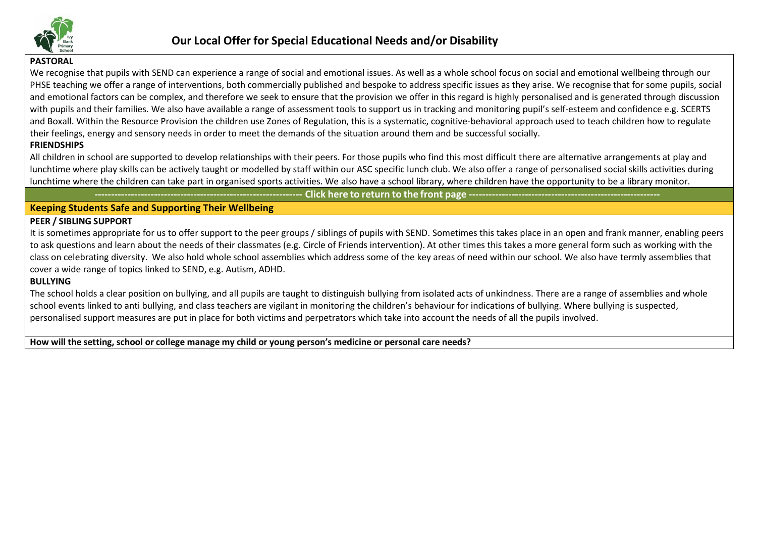# Our Local Offer for Special Educational Needs and/or Disability

**PASTORAL**

We recognise that pupils with SEND can experience a range of social and emotional issues. As well as a whole school focus on social and emotional wellbeing through our PHSE teaching we offer a range of interventions, both commercially published and bespoke to address specific issues as they arise. We recognise that for some pupils, social and emotional factors can be complex, and therefore we seek to ensure that the provision we offer in this regard is highly personalised and is generated through discussion with pupils and their families. We also have available a range of assessment tools to support us in tracking and monitoring pupil's self-esteem and confidence e.g. SCERTS and Boxall. Within the Resource Provision the children use Zones of Regulation, this is a systematic, cognitive-behavioral approach used to teach children how to regulate their feelings, energy and sensory needs in order to meet the demands of the situation around them and be successful socially.

**FRIENDSHIPS**

All children in school are supported to develop relationships with their peers. For those pupils who find this most difficult there are alternative arrangements at play and lunchtime where play skills can be actively taught or modelled by staff within our ASC specific lunch club. We also offer a range of personalised social skills activities during lunchtime where the children can take part in organised sports activities. We also have a school library, where children have the opportunity to be a library monitor.

**------------------------------------------------------------ Click here to return to the front page ------------------------------------------------------------**

## Keeping Students Safe and Supporting Their Wellbeing

**PEER / SIBLING SUPPORT**

It is sometimes appropriate for us to offer support to the peer groups / siblings of pupils with SEND. Sometimes this takes place in an open and frank manner, enabling peers to ask questions and learn about the needs of their classmates (e.g. Circle of Friends intervention). At other times this takes a more general form such as working with the class on celebrating diversity. We also hold whole school assemblies which address some of the key areas of need within our school. We also have termly assemblies that cover a wide range of topics linked to SEND, e.g. Autism, ADHD.

**BULLYING**

The school holds a clear position on bullying, and all pupils are taught to distinguish bullying from isolated acts of unkindness. There are a range of assemblies and whole school events linked to anti bullying, and class teachers are vigilant in monitoring the children's behaviour for indications of bullying. Where bullying is suspected, personalised support measures are put in place for both victims and perpetrators which take into account the needs of all the pupils involved.

**How will the setting, school or college manage my child or young person's medicine or personal care needs?**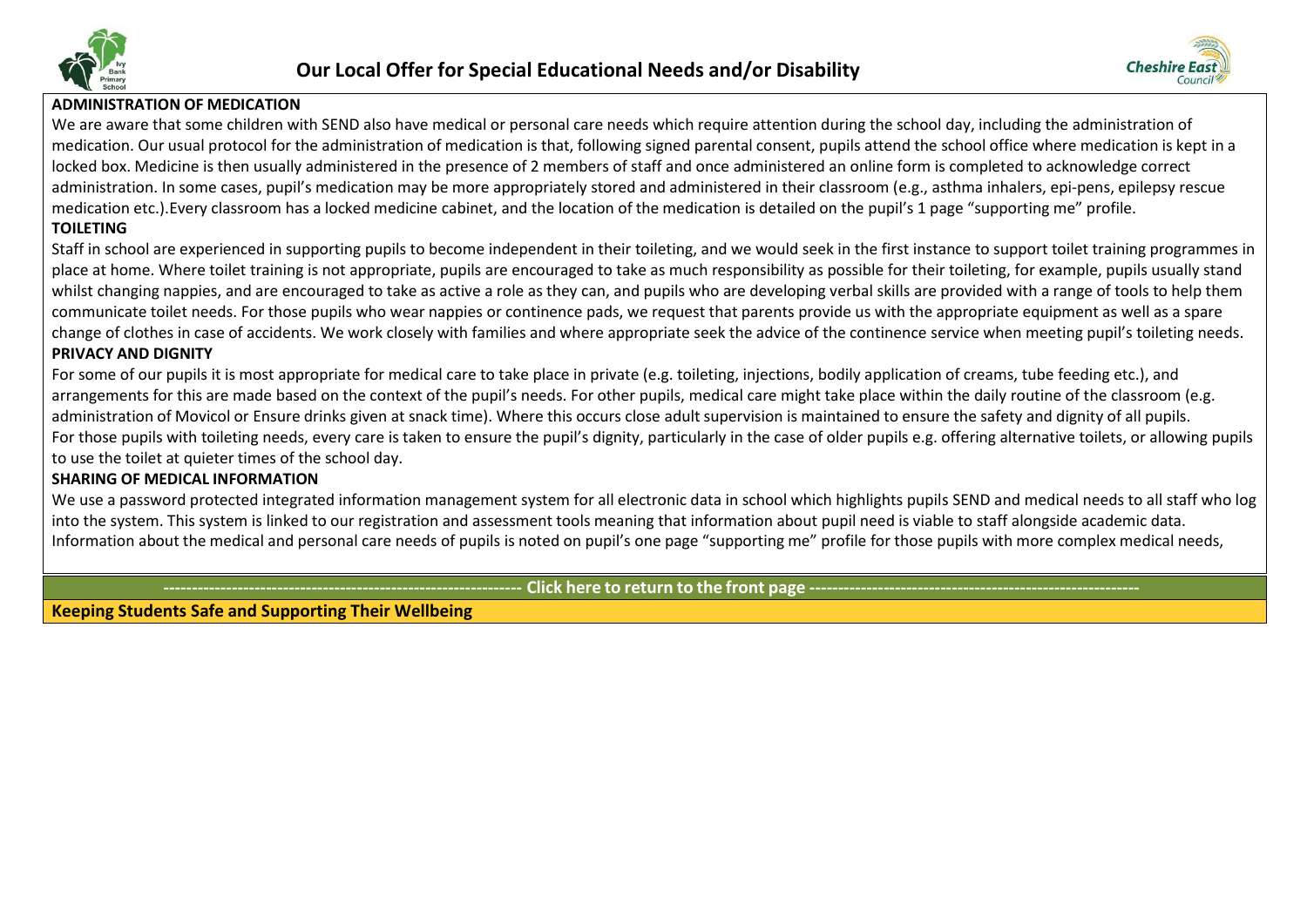**ADMINISTRATION OF MEDICATION**

We are aware that some children with SEND also have medical or personal care needs which require attention during the school day, including the administration of medication. Our usual protocol for the administration of medication is that, following signed parental consent, pupils attend the school office where medication is kept in a locked box. Medicine is then usually administered in the presence of 2 members of staff and once administered an online form is completed to acknowledge correct administration. In some cases, pupil's medication may be more appropriately stored and administered in their classroom (e.g., asthma inhalers, epi-pens, epilepsy rescue medication etc.).Every classroom has a locked medicine cabinet, and the location of the medication is detailed on the pupil's 1 page "supporting me" profile.

**TOILETING**

Staff in school are experienced in supporting pupils to become independent in their toileting, and we would seek in the first instance to support toilet training programmes in place at home. Where toilet training is not appropriate, pupils are encouraged to take as much responsibility as possible for their toileting, for example, pupils usually stand whilst changing nappies, and are encouraged to take as active a role as they can, and pupils who are developing verbal skills are provided with a range of tools to help them communicate toilet needs. For those pupils who wear nappies or continence pads, we request that parents provide us with the appropriate equipment as well as a spare change of clothes in case of accidents. We work closely with families and where appropriate seek the advice of the continence service when meeting pupil's toileting needs.

**PRIVACY AND DIGNITY**

For some of our pupils it is most appropriate for medical care to take place in private (e.g. toileting, injections, bodily application of creams, tube feeding etc.), and arrangements for this are made based on the context of the pupil's needs. For other pupils, medical care might take place within the daily routine of the classroom (e.g. administration of Movicol or Ensure drinks given at snack time). Where this occurs close adult supervision is maintained to ensure the safety and dignity of all pupils.
For those pupils with toileting needs, every care is taken to ensure the pupil's dignity, particularly in the case of older pupils e.g. offering alternative toilets, or allowing pupils to use the toilet at quieter times of the school day.

**SHARING OF MEDICAL INFORMATION**

We use a password protected integrated information management system for all electronic data in school which highlights pupils SEND and medical needs to all staff who log into the system. This system is linked to our registration and assessment tools meaning that information about pupil need is viable to staff alongside academic data. Information about the medical and personal care needs of pupils is noted on pupil's one page "supporting me" profile for those pupils with more complex medical needs,

---------------------------------------------------------------- Click here to return to the front page ----------------------------------------------------------

**Keeping Students Safe and Supporting Their Wellbeing**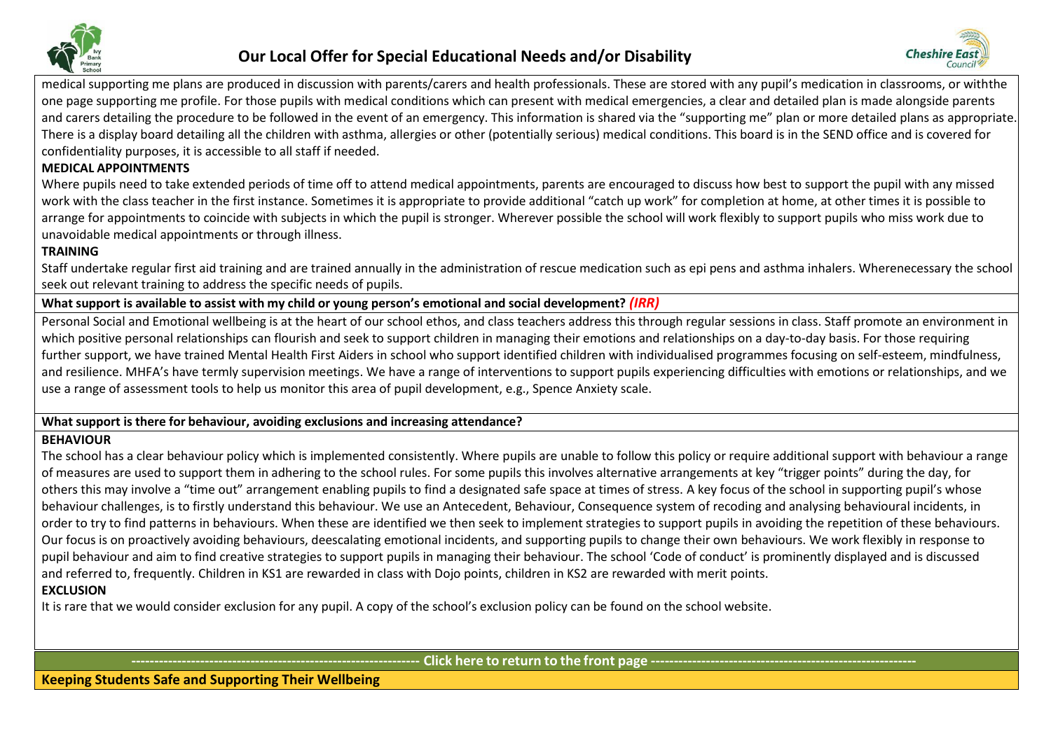medical supporting me plans are produced in discussion with parents/carers and health professionals. These are stored with any pupil's medication in classrooms, or withthe one page supporting me profile. For those pupils with medical conditions which can present with medical emergencies, a clear and detailed plan is made alongside parents and carers detailing the procedure to be followed in the event of an emergency. This information is shared via the "supporting me" plan or more detailed plans as appropriate. There is a display board detailing all the children with asthma, allergies or other (potentially serious) medical conditions. This board is in the SEND office and is covered for confidentiality purposes, it is accessible to all staff if needed.

**MEDICAL APPOINTMENTS**

Where pupils need to take extended periods of time off to attend medical appointments, parents are encouraged to discuss how best to support the pupil with any missed work with the class teacher in the first instance. Sometimes it is appropriate to provide additional "catch up work" for completion at home, at other times it is possible to arrange for appointments to coincide with subjects in which the pupil is stronger. Wherever possible the school will work flexibly to support pupils who miss work due to unavoidable medical appointments or through illness.

**TRAINING**

Staff undertake regular first aid training and are trained annually in the administration of rescue medication such as epi pens and asthma inhalers. Wherenecessary the school seek out relevant training to address the specific needs of pupils.

**What support is available to assist with my child or young person's emotional and social development?** ***(IRR)***

Personal Social and Emotional wellbeing is at the heart of our school ethos, and class teachers address this through regular sessions in class. Staff promote an environment in which positive personal relationships can flourish and seek to support children in managing their emotions and relationships on a day-to-day basis. For those requiring further support, we have trained Mental Health First Aiders in school who support identified children with individualised programmes focusing on self-esteem, mindfulness, and resilience. MHFA's have termly supervision meetings. We have a range of interventions to support pupils experiencing difficulties with emotions or relationships, and we use a range of assessment tools to help us monitor this area of pupil development, e.g., Spence Anxiety scale.

**What support is there for behaviour, avoiding exclusions and increasing attendance?**

**BEHAVIOUR**

The school has a clear behaviour policy which is implemented consistently. Where pupils are unable to follow this policy or require additional support with behaviour a range of measures are used to support them in adhering to the school rules. For some pupils this involves alternative arrangements at key "trigger points" during the day, for others this may involve a "time out" arrangement enabling pupils to find a designated safe space at times of stress. A key focus of the school in supporting pupil's whose behaviour challenges, is to firstly understand this behaviour. We use an Antecedent, Behaviour, Consequence system of recoding and analysing behavioural incidents, in order to try to find patterns in behaviours. When these are identified we then seek to implement strategies to support pupils in avoiding the repetition of these behaviours. Our focus is on proactively avoiding behaviours, deescalating emotional incidents, and supporting pupils to change their own behaviours. We work flexibly in response to pupil behaviour and aim to find creative strategies to support pupils in managing their behaviour. The school 'Code of conduct' is prominently displayed and is discussed and referred to, frequently. Children in KS1 are rewarded in class with Dojo points, children in KS2 are rewarded with merit points.

**EXCLUSION**

It is rare that we would consider exclusion for any pupil. A copy of the school's exclusion policy can be found on the school website.

**Click here to return to the front page**

**Keeping Students Safe and Supporting Their Wellbeing**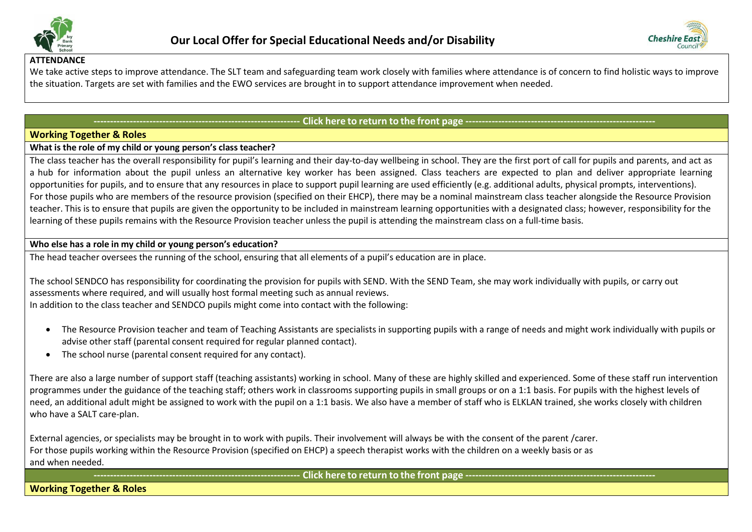**ATTENDANCE**

We take active steps to improve attendance. The SLT team and safeguarding team work closely with families where attendance is of concern to find holistic ways to improve the situation. Targets are set with families and the EWO services are brought in to support attendance improvement when needed.

---------------------------------------------------------------- Click here to return to the front page ----------------------------------------------------------

## Working Together & Roles

### What is the role of my child or young person's class teacher?

The class teacher has the overall responsibility for pupil's learning and their day-to-day wellbeing in school. They are the first port of call for pupils and parents, and act as a hub for information about the pupil unless an alternative key worker has been assigned. Class teachers are expected to plan and deliver appropriate learning opportunities for pupils, and to ensure that any resources in place to support pupil learning are used efficiently (e.g. additional adults, physical prompts, interventions).
For those pupils who are members of the resource provision (specified on their EHCP), there may be a nominal mainstream class teacher alongside the Resource Provision teacher. This is to ensure that pupils are given the opportunity to be included in mainstream learning opportunities with a designated class; however, responsibility for the learning of these pupils remains with the Resource Provision teacher unless the pupil is attending the mainstream class on a full-time basis.

### Who else has a role in my child or young person's education?

The head teacher oversees the running of the school, ensuring that all elements of a pupil's education are in place.

The school SENDCO has responsibility for coordinating the provision for pupils with SEND. With the SEND Team, she may work individually with pupils, or carry out assessments where required, and will usually host formal meeting such as annual reviews.
In addition to the class teacher and SENDCO pupils might come into contact with the following:

- The Resource Provision teacher and team of Teaching Assistants are specialists in supporting pupils with a range of needs and might work individually with pupils or advise other staff (parental consent required for regular planned contact).
- The school nurse (parental consent required for any contact).

There are also a large number of support staff (teaching assistants) working in school. Many of these are highly skilled and experienced. Some of these staff run intervention programmes under the guidance of the teaching staff; others work in classrooms supporting pupils in small groups or on a 1:1 basis. For pupils with the highest levels of need, an additional adult might be assigned to work with the pupil on a 1:1 basis. We also have a member of staff who is ELKLAN trained, she works closely with children who have a SALT care-plan.

External agencies, or specialists may be brought in to work with pupils. Their involvement will always be with the consent of the parent /carer.
For those pupils working within the Resource Provision (specified on EHCP) a speech therapist works with the children on a weekly basis or as and when needed.

---------------------------------------------------------------- Click here to return to the front page ----------------------------------------------------------

## Working Together & Roles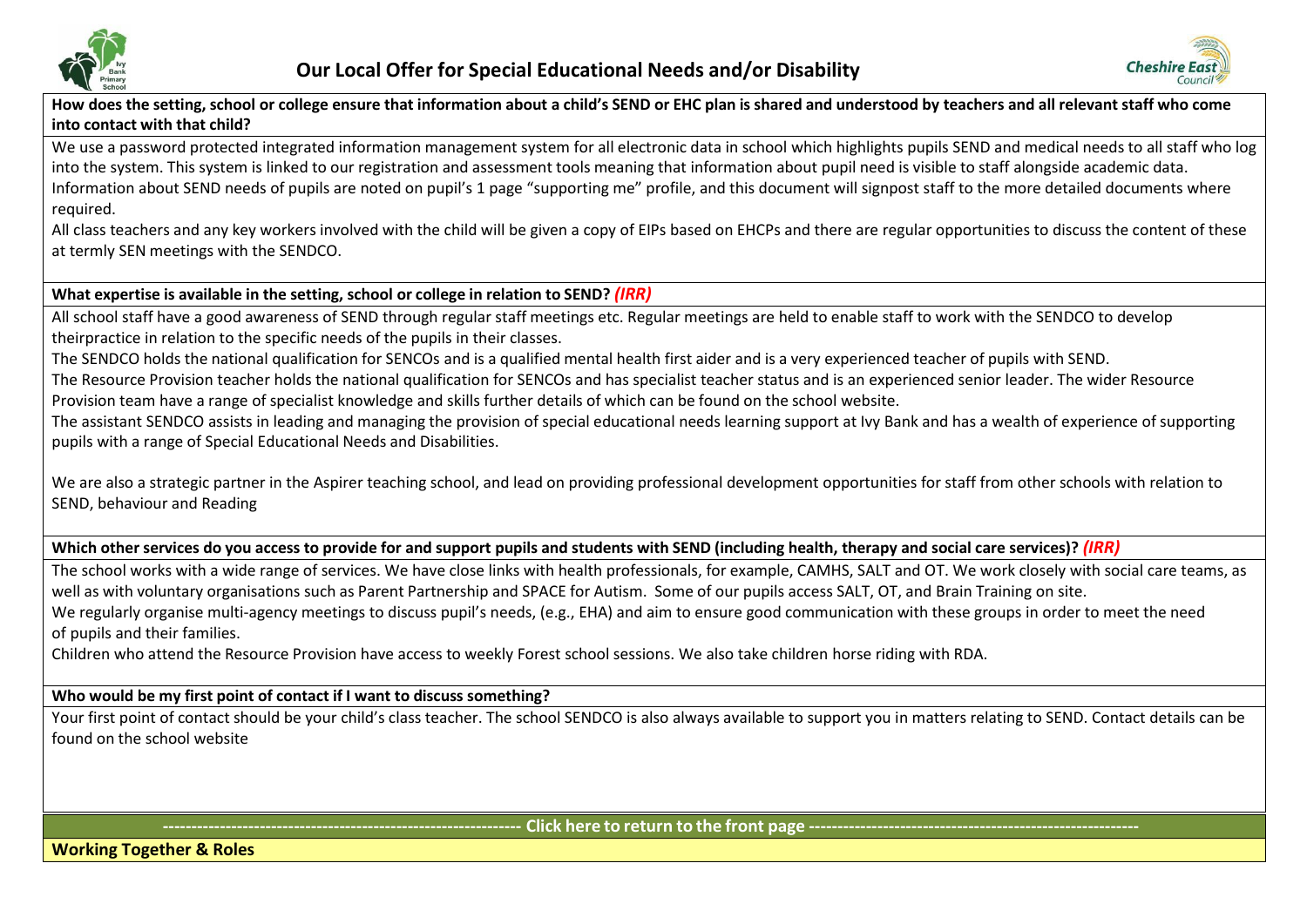# Our Local Offer for Special Educational Needs and/or Disability

**How does the setting, school or college ensure that information about a child's SEND or EHC plan is shared and understood by teachers and all relevant staff who come into contact with that child?**

We use a password protected integrated information management system for all electronic data in school which highlights pupils SEND and medical needs to all staff who log into the system. This system is linked to our registration and assessment tools meaning that information about pupil need is visible to staff alongside academic data.
Information about SEND needs of pupils are noted on pupil's 1 page "supporting me" profile, and this document will signpost staff to the more detailed documents where required.
All class teachers and any key workers involved with the child will be given a copy of EIPs based on EHCPs and there are regular opportunities to discuss the content of these at termly SEN meetings with the SENDCO.

**What expertise is available in the setting, school or college in relation to SEND?** ***(IRR)***

All school staff have a good awareness of SEND through regular staff meetings etc. Regular meetings are held to enable staff to work with the SENDCO to develop theirpractice in relation to the specific needs of the pupils in their classes.
The SENDCO holds the national qualification for SENCOs and is a qualified mental health first aider and is a very experienced teacher of pupils with SEND.
The Resource Provision teacher holds the national qualification for SENCOs and has specialist teacher status and is an experienced senior leader. The wider Resource Provision team have a range of specialist knowledge and skills further details of which can be found on the school website.
The assistant SENDCO assists in leading and managing the provision of special educational needs learning support at Ivy Bank and has a wealth of experience of supporting pupils with a range of Special Educational Needs and Disabilities.

We are also a strategic partner in the Aspirer teaching school, and lead on providing professional development opportunities for staff from other schools with relation to SEND, behaviour and Reading

**Which other services do you access to provide for and support pupils and students with SEND (including health, therapy and social care services)?** ***(IRR)***

The school works with a wide range of services. We have close links with health professionals, for example, CAMHS, SALT and OT. We work closely with social care teams, as well as with voluntary organisations such as Parent Partnership and SPACE for Autism. Some of our pupils access SALT, OT, and Brain Training on site.
We regularly organise multi-agency meetings to discuss pupil's needs, (e.g., EHA) and aim to ensure good communication with these groups in order to meet the need of pupils and their families.
Children who attend the Resource Provision have access to weekly Forest school sessions. We also take children horse riding with RDA.

**Who would be my first point of contact if I want to discuss something?**

Your first point of contact should be your child's class teacher. The school SENDCO is also always available to support you in matters relating to SEND. Contact details can be found on the school website

------------------------------------------------------------ Click here to return to the front page ------------------------------------------------------------

**Working Together & Roles**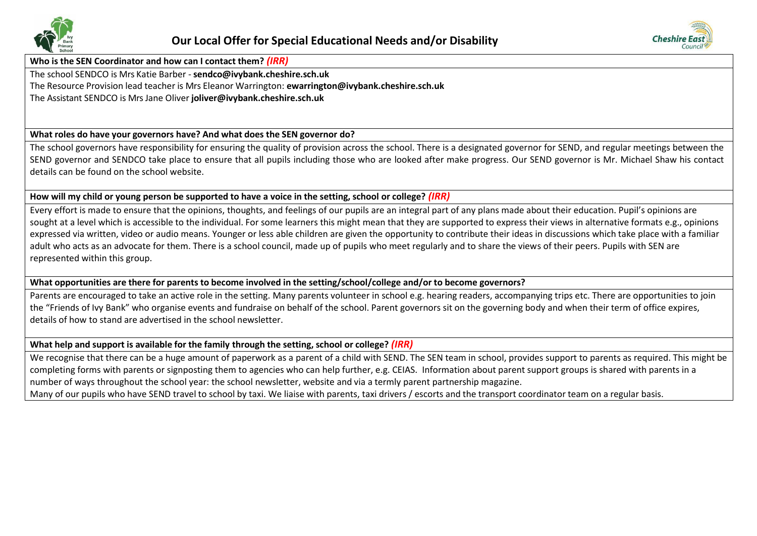# Our Local Offer for Special Educational Needs and/or Disability

**Who is the SEN Coordinator and how can I contact them?** ***(IRR)***

The school SENDCO is Mrs Katie Barber - **sendco@ivybank.cheshire.sch.uk**
The Resource Provision lead teacher is Mrs Eleanor Warrington: **ewarrington@ivybank.cheshire.sch.uk**
The Assistant SENDCO is Mrs Jane Oliver **joliver@ivybank.cheshire.sch.uk**

**What roles do have your governors have? And what does the SEN governor do?**

The school governors have responsibility for ensuring the quality of provision across the school. There is a designated governor for SEND, and regular meetings between the SEND governor and SENDCO take place to ensure that all pupils including those who are looked after make progress. Our SEND governor is Mr. Michael Shaw his contact details can be found on the school website.

**How will my child or young person be supported to have a voice in the setting, school or college?** ***(IRR)***

Every effort is made to ensure that the opinions, thoughts, and feelings of our pupils are an integral part of any plans made about their education. Pupil's opinions are sought at a level which is accessible to the individual. For some learners this might mean that they are supported to express their views in alternative formats e.g., opinions expressed via written, video or audio means. Younger or less able children are given the opportunity to contribute their ideas in discussions which take place with a familiar adult who acts as an advocate for them. There is a school council, made up of pupils who meet regularly and to share the views of their peers. Pupils with SEN are represented within this group.

**What opportunities are there for parents to become involved in the setting/school/college and/or to become governors?**

Parents are encouraged to take an active role in the setting. Many parents volunteer in school e.g. hearing readers, accompanying trips etc. There are opportunities to join the "Friends of Ivy Bank" who organise events and fundraise on behalf of the school. Parent governors sit on the governing body and when their term of office expires, details of how to stand are advertised in the school newsletter.

**What help and support is available for the family through the setting, school or college?** ***(IRR)***

We recognise that there can be a huge amount of paperwork as a parent of a child with SEND. The SEN team in school, provides support to parents as required. This might be completing forms with parents or signposting them to agencies who can help further, e.g. CEIAS. Information about parent support groups is shared with parents in a number of ways throughout the school year: the school newsletter, website and via a termly parent partnership magazine.
Many of our pupils who have SEND travel to school by taxi. We liaise with parents, taxi drivers / escorts and the transport coordinator team on a regular basis.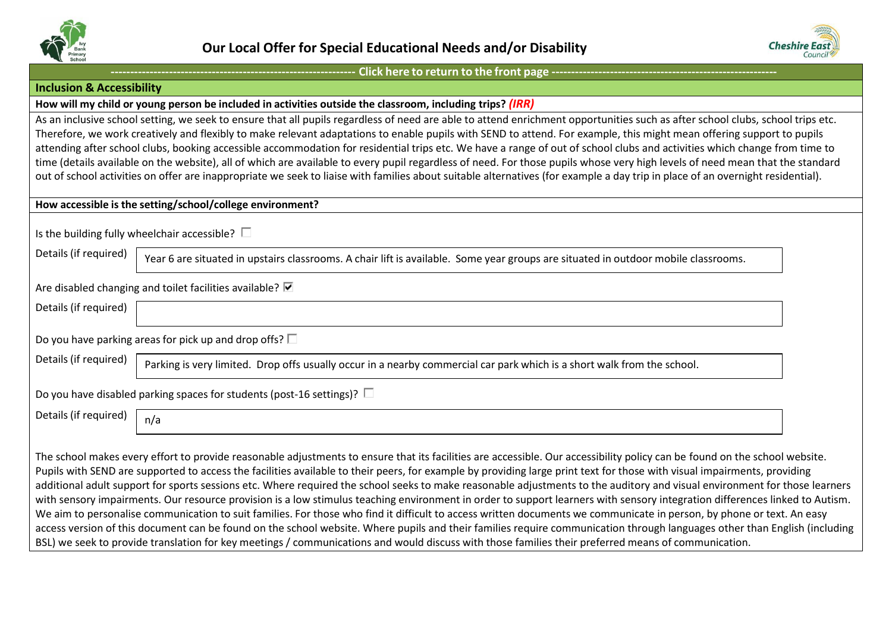# Our Local Offer for Special Educational Needs and/or Disability

---------------------------------------------------------------- Click here to return to the front page ----------------------------------------------------------------

## Inclusion & Accessibility

**How will my child or young person be included in activities outside the classroom, including trips?** ***(IRR)***

As an inclusive school setting, we seek to ensure that all pupils regardless of need are able to attend enrichment opportunities such as after school clubs, school trips etc. Therefore, we work creatively and flexibly to make relevant adaptations to enable pupils with SEND to attend. For example, this might mean offering support to pupils attending after school clubs, booking accessible accommodation for residential trips etc. We have a range of out of school clubs and activities which change from time to time (details available on the website), all of which are available to every pupil regardless of need. For those pupils whose very high levels of need mean that the standard out of school activities on offer are inappropriate we seek to liaise with families about suitable alternatives (for example a day trip in place of an overnight residential).

**How accessible is the setting/school/college environment?**

Is the building fully wheelchair accessible? ☐

Details (if required): Year 6 are situated in upstairs classrooms. A chair lift is available. Some year groups are situated in outdoor mobile classrooms.

Are disabled changing and toilet facilities available? ☑

Details (if required):

Do you have parking areas for pick up and drop offs? ☐

Details (if required): Parking is very limited. Drop offs usually occur in a nearby commercial car park which is a short walk from the school.

Do you have disabled parking spaces for students (post-16 settings)? ☐

Details (if required): n/a

The school makes every effort to provide reasonable adjustments to ensure that its facilities are accessible. Our accessibility policy can be found on the school website. Pupils with SEND are supported to access the facilities available to their peers, for example by providing large print text for those with visual impairments, providing additional adult support for sports sessions etc. Where required the school seeks to make reasonable adjustments to the auditory and visual environment for those learners with sensory impairments. Our resource provision is a low stimulus teaching environment in order to support learners with sensory integration differences linked to Autism. We aim to personalise communication to suit families. For those who find it difficult to access written documents we communicate in person, by phone or text. An easy access version of this document can be found on the school website. Where pupils and their families require communication through languages other than English (including BSL) we seek to provide translation for key meetings / communications and would discuss with those families their preferred means of communication.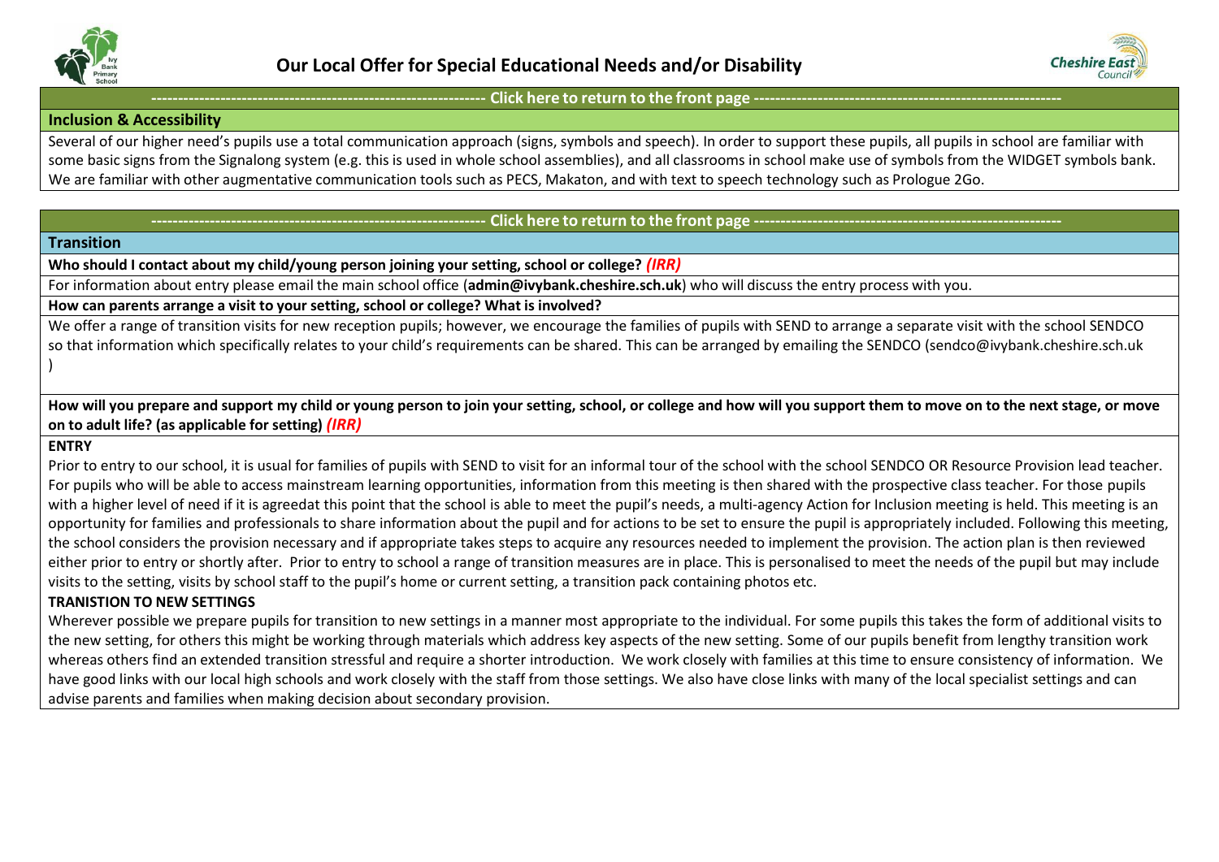# Our Local Offer for Special Educational Needs and/or Disability

---------------------------------------------------------------- Click here to return to the front page ----------------------------------------------------------

## Inclusion & Accessibility

Several of our higher need's pupils use a total communication approach (signs, symbols and speech). In order to support these pupils, all pupils in school are familiar with some basic signs from the Signalong system (e.g. this is used in whole school assemblies), and all classrooms in school make use of symbols from the WIDGET symbols bank. We are familiar with other augmentative communication tools such as PECS, Makaton, and with text to speech technology such as Prologue 2Go.

---------------------------------------------------------------- Click here to return to the front page ----------------------------------------------------------

## Transition

**Who should I contact about my child/young person joining your setting, school or college?** ***(IRR)***

For information about entry please email the main school office (**admin@ivybank.cheshire.sch.uk**) who will discuss the entry process with you.

**How can parents arrange a visit to your setting, school or college? What is involved?**

We offer a range of transition visits for new reception pupils; however, we encourage the families of pupils with SEND to arrange a separate visit with the school SENDCO so that information which specifically relates to your child's requirements can be shared. This can be arranged by emailing the SENDCO (sendco@ivybank.cheshire.sch.uk )

**How will you prepare and support my child or young person to join your setting, school, or college and how will you support them to move on to the next stage, or move on to adult life? (as applicable for setting)** ***(IRR)***

**ENTRY**

Prior to entry to our school, it is usual for families of pupils with SEND to visit for an informal tour of the school with the school SENDCO OR Resource Provision lead teacher. For pupils who will be able to access mainstream learning opportunities, information from this meeting is then shared with the prospective class teacher. For those pupils with a higher level of need if it is agreedat this point that the school is able to meet the pupil's needs, a multi-agency Action for Inclusion meeting is held. This meeting is an opportunity for families and professionals to share information about the pupil and for actions to be set to ensure the pupil is appropriately included. Following this meeting, the school considers the provision necessary and if appropriate takes steps to acquire any resources needed to implement the provision. The action plan is then reviewed either prior to entry or shortly after. Prior to entry to school a range of transition measures are in place. This is personalised to meet the needs of the pupil but may include visits to the setting, visits by school staff to the pupil's home or current setting, a transition pack containing photos etc.

**TRANISTION TO NEW SETTINGS**

Wherever possible we prepare pupils for transition to new settings in a manner most appropriate to the individual. For some pupils this takes the form of additional visits to the new setting, for others this might be working through materials which address key aspects of the new setting. Some of our pupils benefit from lengthy transition work whereas others find an extended transition stressful and require a shorter introduction. We work closely with families at this time to ensure consistency of information. We have good links with our local high schools and work closely with the staff from those settings. We also have close links with many of the local specialist settings and can advise parents and families when making decision about secondary provision.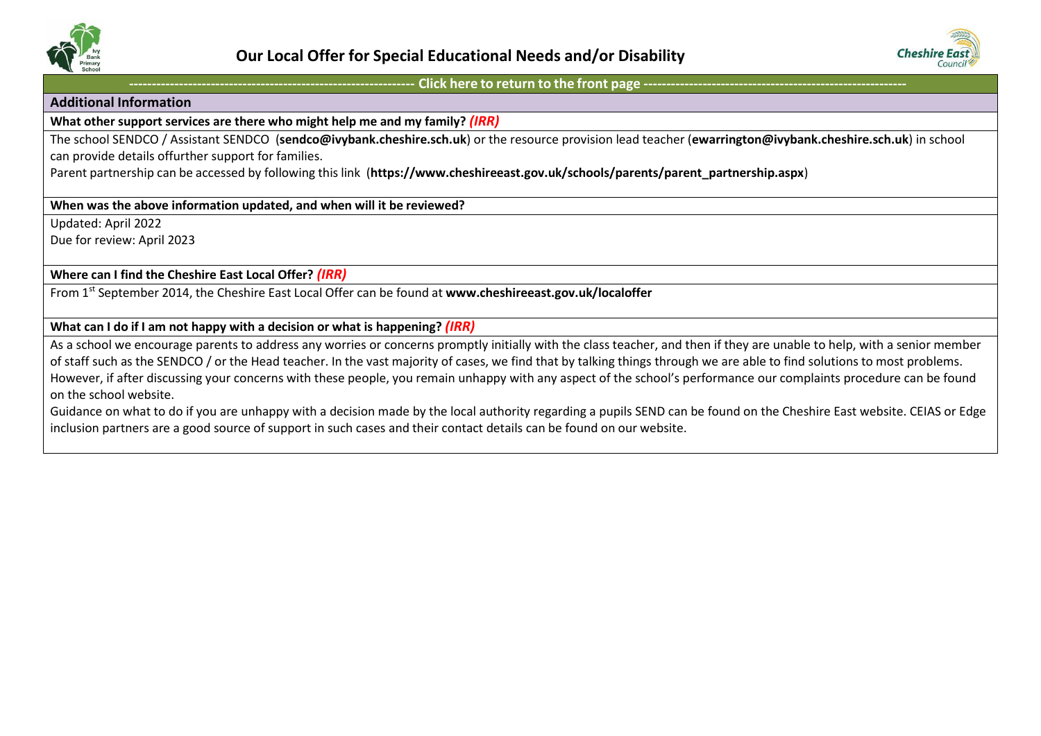# Our Local Offer for Special Educational Needs and/or Disability

------------------------------------------------------------- Click here to return to the front page ---------------------------------------------------------

## Additional Information

**What other support services are there who might help me and my family?** ***(IRR)***

The school SENDCO / Assistant SENDCO (**sendco@ivybank.cheshire.sch.uk**) or the resource provision lead teacher (**ewarrington@ivybank.cheshire.sch.uk**) in school can provide details offurther support for families.

Parent partnership can be accessed by following this link (**https://www.cheshireeast.gov.uk/schools/parents/parent_partnership.aspx**)

**When was the above information updated, and when will it be reviewed?**

Updated: April 2022

Due for review: April 2023

**Where can I find the Cheshire East Local Offer?** ***(IRR)***

From 1st September 2014, the Cheshire East Local Offer can be found at **www.cheshireeast.gov.uk/localoffer**

**What can I do if I am not happy with a decision or what is happening?** ***(IRR)***

As a school we encourage parents to address any worries or concerns promptly initially with the class teacher, and then if they are unable to help, with a senior member of staff such as the SENDCO / or the Head teacher. In the vast majority of cases, we find that by talking things through we are able to find solutions to most problems. However, if after discussing your concerns with these people, you remain unhappy with any aspect of the school's performance our complaints procedure can be found on the school website.

Guidance on what to do if you are unhappy with a decision made by the local authority regarding a pupils SEND can be found on the Cheshire East website. CEIAS or Edge inclusion partners are a good source of support in such cases and their contact details can be found on our website.